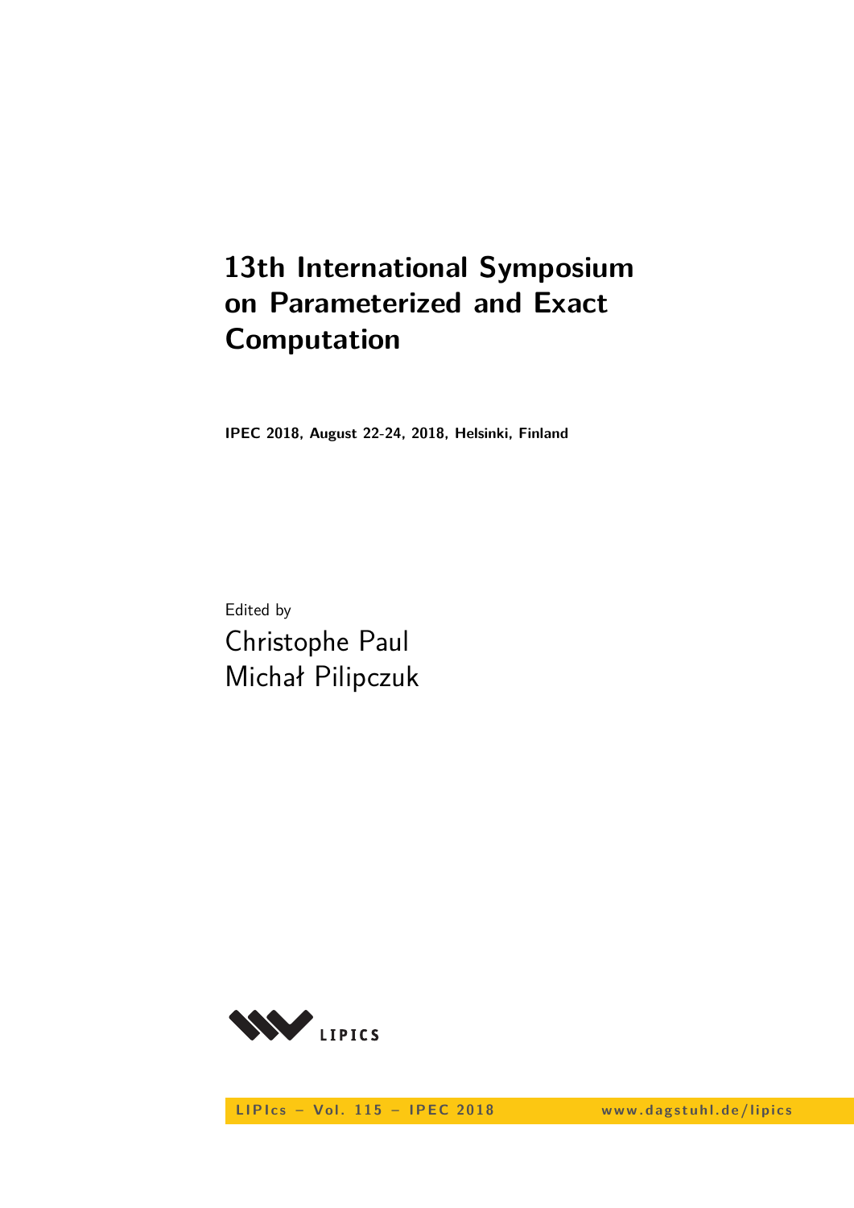# 13th International Symposium on Parameterized and Exact Computation

**IPEC 2018, August 22-24, 2018, Helsinki, Finland**

Edited by

Christophe Paul
Michał Pilipczuk

LIPIcs

LIPIcs – Vol. 115 – IPEC 2018 www.dagstuhl.de/lipics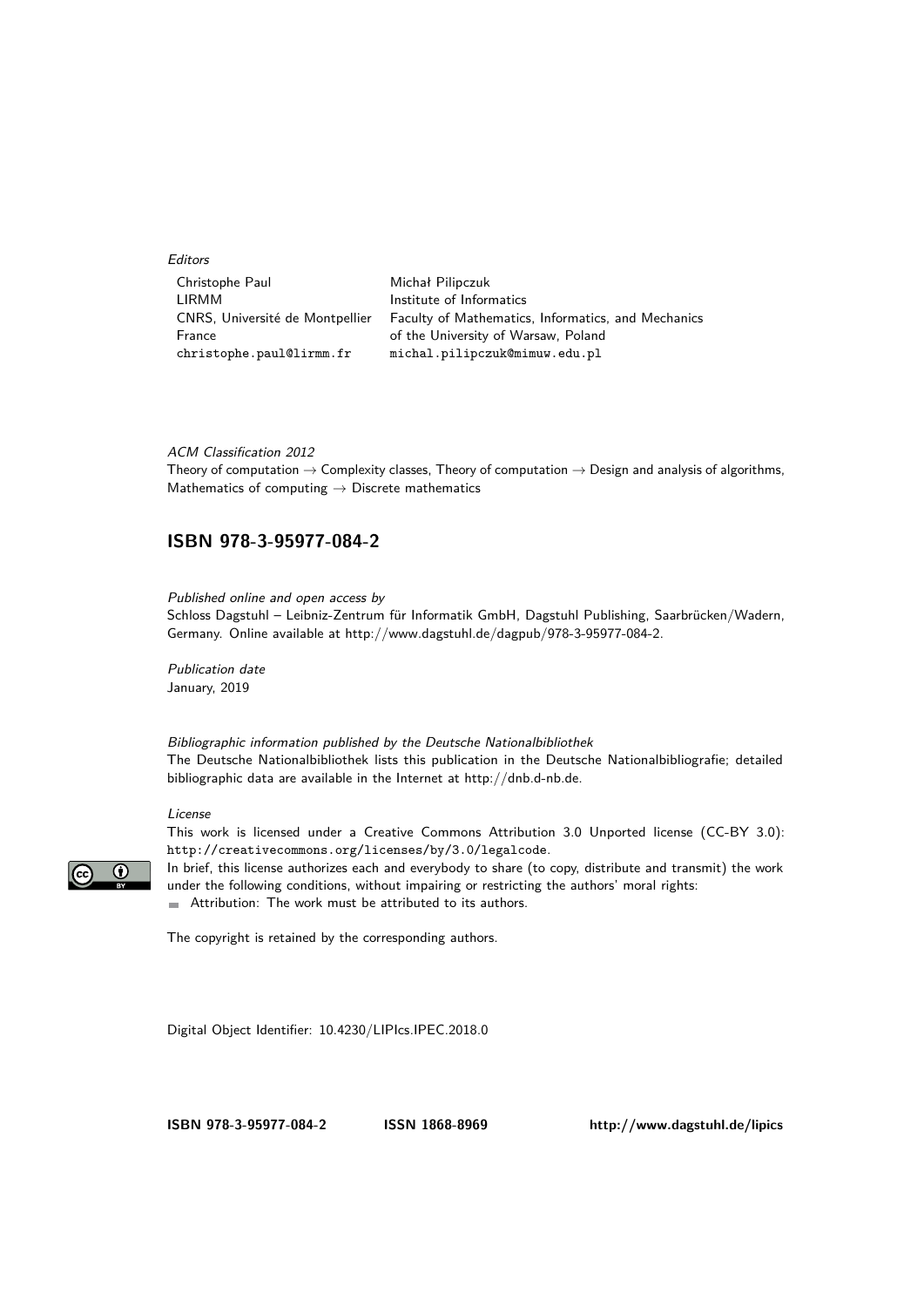*Editors*

Christophe Paul
LIRMM
CNRS, Université de Montpellier
France
christophe.paul@lirmm.fr

Michał Pilipczuk
Institute of Informatics
Faculty of Mathematics, Informatics, and Mechanics
of the University of Warsaw, Poland
michal.pilipczuk@mimuw.edu.pl

*ACM Classification 2012*
Theory of computation → Complexity classes, Theory of computation → Design and analysis of algorithms, Mathematics of computing → Discrete mathematics

## ISBN 978-3-95977-084-2

*Published online and open access by*
Schloss Dagstuhl – Leibniz-Zentrum für Informatik GmbH, Dagstuhl Publishing, Saarbrücken/Wadern, Germany. Online available at http://www.dagstuhl.de/dagpub/978-3-95977-084-2.

*Publication date*
January, 2019

*Bibliographic information published by the Deutsche Nationalbibliothek*
The Deutsche Nationalbibliothek lists this publication in the Deutsche Nationalbibliografie; detailed bibliographic data are available in the Internet at http://dnb.d-nb.de.

*License*
This work is licensed under a Creative Commons Attribution 3.0 Unported license (CC-BY 3.0): http://creativecommons.org/licenses/by/3.0/legalcode.
In brief, this license authorizes each and everybody to share (to copy, distribute and transmit) the work under the following conditions, without impairing or restricting the authors' moral rights:

- Attribution: The work must be attributed to its authors.

The copyright is retained by the corresponding authors.

Digital Object Identifier: 10.4230/LIPIcs.IPEC.2018.0

**ISBN 978-3-95977-084-2** **ISSN 1868-8969** **http://www.dagstuhl.de/lipics**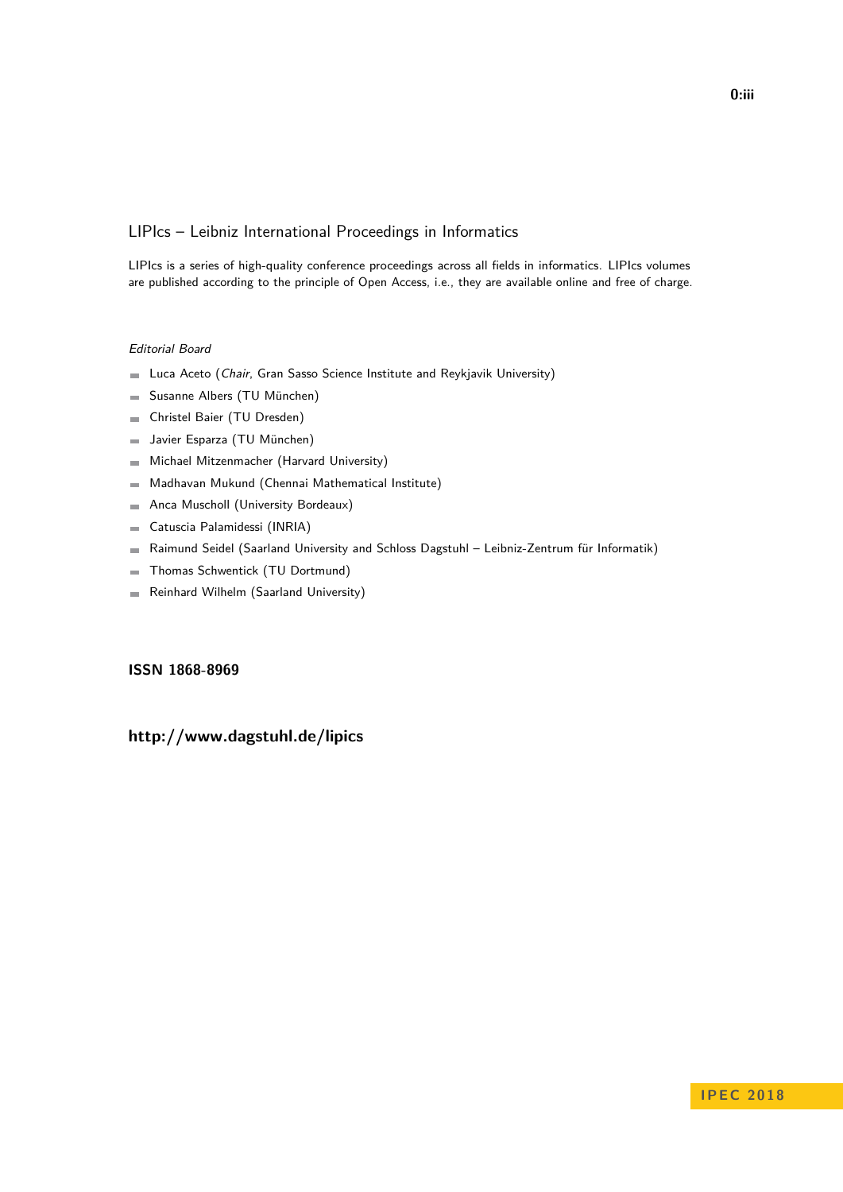## LIPIcs – Leibniz International Proceedings in Informatics

LIPIcs is a series of high-quality conference proceedings across all fields in informatics. LIPIcs volumes are published according to the principle of Open Access, i.e., they are available online and free of charge.

*Editorial Board*

- Luca Aceto (*Chair*, Gran Sasso Science Institute and Reykjavik University)
- Susanne Albers (TU München)
- Christel Baier (TU Dresden)
- Javier Esparza (TU München)
- Michael Mitzenmacher (Harvard University)
- Madhavan Mukund (Chennai Mathematical Institute)
- Anca Muscholl (University Bordeaux)
- Catuscia Palamidessi (INRIA)
- Raimund Seidel (Saarland University and Schloss Dagstuhl – Leibniz-Zentrum für Informatik)
- Thomas Schwentick (TU Dortmund)
- Reinhard Wilhelm (Saarland University)

**ISSN 1868-8969**

**http://www.dagstuhl.de/lipics**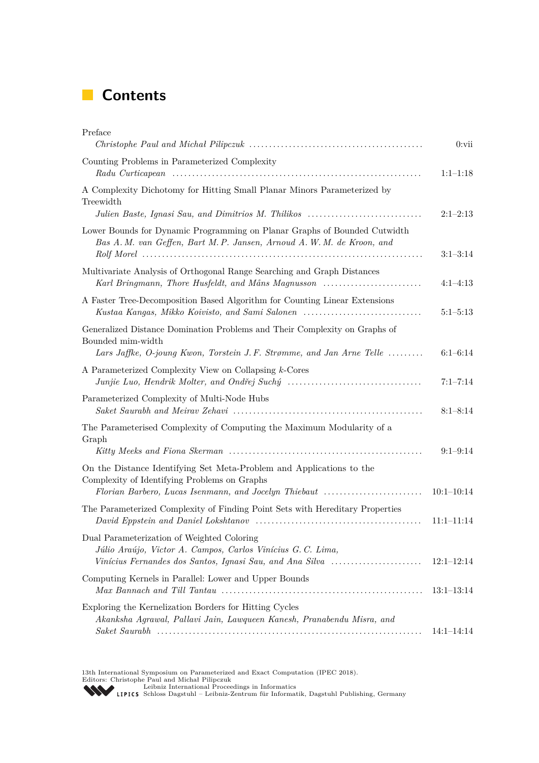# Contents

Preface
*Christophe Paul and Michał Pilipczuk* ........ 0:vii

Counting Problems in Parameterized Complexity
*Radu Curticapean* ........ 1:1–1:18

A Complexity Dichotomy for Hitting Small Planar Minors Parameterized by Treewidth
*Julien Baste, Ignasi Sau, and Dimitrios M. Thilikos* ........ 2:1–2:13

Lower Bounds for Dynamic Programming on Planar Graphs of Bounded Cutwidth
*Bas A. M. van Geffen, Bart M. P. Jansen, Arnoud A. W. M. de Kroon, and Rolf Morel* ........ 3:1–3:14

Multivariate Analysis of Orthogonal Range Searching and Graph Distances
*Karl Bringmann, Thore Husfeldt, and Måns Magnusson* ........ 4:1–4:13

A Faster Tree-Decomposition Based Algorithm for Counting Linear Extensions
*Kustaa Kangas, Mikko Koivisto, and Sami Salonen* ........ 5:1–5:13

Generalized Distance Domination Problems and Their Complexity on Graphs of Bounded mim-width
*Lars Jaffke, O-joung Kwon, Torstein J. F. Strømme, and Jan Arne Telle* ........ 6:1–6:14

A Parameterized Complexity View on Collapsing $k$-Cores
*Junjie Luo, Hendrik Molter, and Ondřej Suchý* ........ 7:1–7:14

Parameterized Complexity of Multi-Node Hubs
*Saket Saurabh and Meirav Zehavi* ........ 8:1–8:14

The Parameterised Complexity of Computing the Maximum Modularity of a Graph
*Kitty Meeks and Fiona Skerman* ........ 9:1–9:14

On the Distance Identifying Set Meta-Problem and Applications to the Complexity of Identifying Problems on Graphs
*Florian Barbero, Lucas Isenmann, and Jocelyn Thiebaut* ........ 10:1–10:14

The Parameterized Complexity of Finding Point Sets with Hereditary Properties
*David Eppstein and Daniel Lokshtanov* ........ 11:1–11:14

Dual Parameterization of Weighted Coloring
*Júlio Araújo, Victor A. Campos, Carlos Vinícius G. C. Lima, Vinícius Fernandes dos Santos, Ignasi Sau, and Ana Silva* ........ 12:1–12:14

Computing Kernels in Parallel: Lower and Upper Bounds
*Max Bannach and Till Tantau* ........ 13:1–13:14

Exploring the Kernelization Borders for Hitting Cycles
*Akanksha Agrawal, Pallavi Jain, Lawqueen Kanesh, Pranabendu Misra, and Saket Saurabh* ........ 14:1–14:14

13th International Symposium on Parameterized and Exact Computation (IPEC 2018).
Editors: Christophe Paul and Michał Pilipczuk
Leibniz International Proceedings in Informatics
LIPICS Schloss Dagstuhl – Leibniz-Zentrum für Informatik, Dagstuhl Publishing, Germany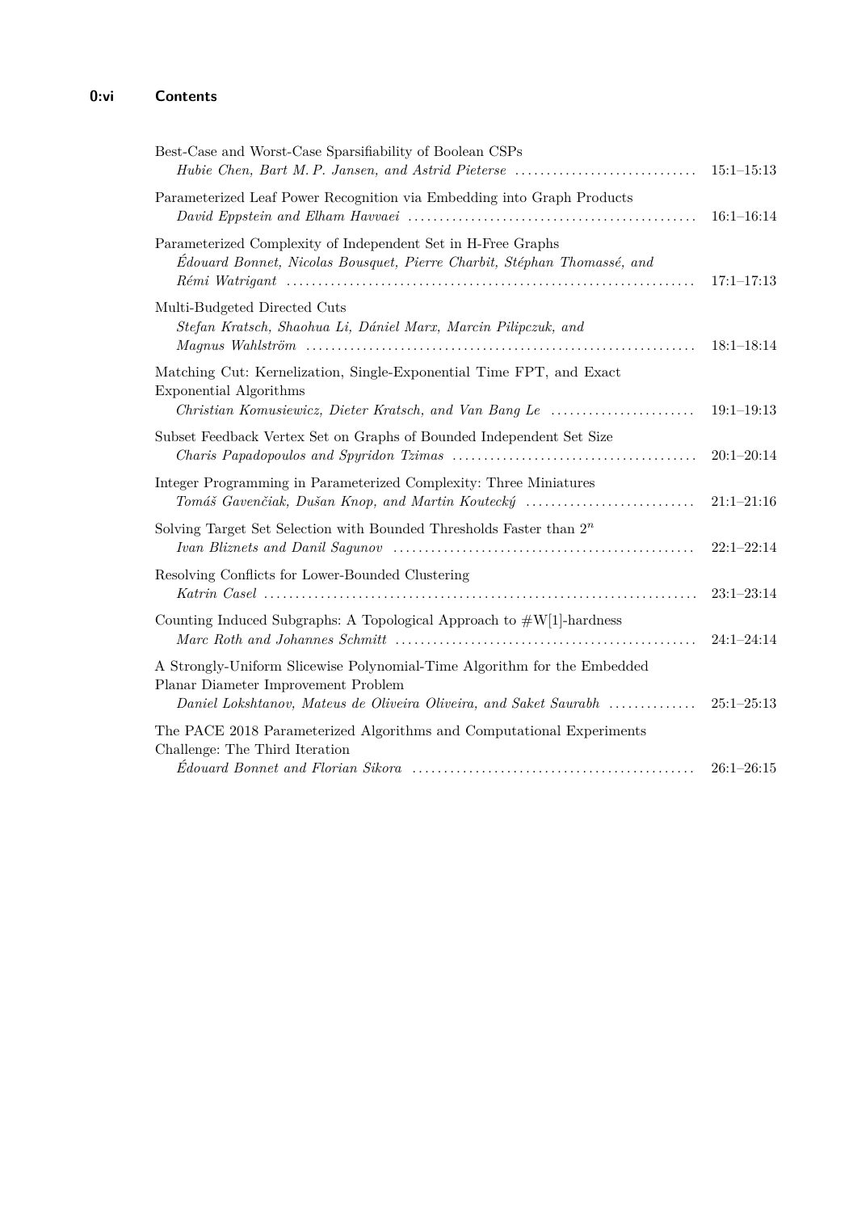Best-Case and Worst-Case Sparsifiability of Boolean CSPs
*Hubie Chen, Bart M. P. Jansen, and Astrid Pieterse* ............................ 15:1–15:13

Parameterized Leaf Power Recognition via Embedding into Graph Products
*David Eppstein and Elham Havvaei* ............................................ 16:1–16:14

Parameterized Complexity of Independent Set in H-Free Graphs
*Édouard Bonnet, Nicolas Bousquet, Pierre Charbit, Stéphan Thomassé, and Rémi Watrigant* ............................................................ 17:1–17:13

Multi-Budgeted Directed Cuts
*Stefan Kratsch, Shaohua Li, Dániel Marx, Marcin Pilipczuk, and Magnus Wahlström* ............................................................ 18:1–18:14

Matching Cut: Kernelization, Single-Exponential Time FPT, and Exact Exponential Algorithms
*Christian Komusiewicz, Dieter Kratsch, and Van Bang Le* ...................... 19:1–19:13

Subset Feedback Vertex Set on Graphs of Bounded Independent Set Size
*Charis Papadopoulos and Spyridon Tzimas* ..................................... 20:1–20:14

Integer Programming in Parameterized Complexity: Three Miniatures
*Tomáš Gavenčiak, Dušan Knop, and Martin Koutecký* .......................... 21:1–21:16

Solving Target Set Selection with Bounded Thresholds Faster than $2^n$
*Ivan Bliznets and Danil Sagunov* ............................................... 22:1–22:14

Resolving Conflicts for Lower-Bounded Clustering
*Katrin Casel* ................................................................... 23:1–23:14

Counting Induced Subgraphs: A Topological Approach to #W[1]-hardness
*Marc Roth and Johannes Schmitt* ............................................... 24:1–24:14

A Strongly-Uniform Slicewise Polynomial-Time Algorithm for the Embedded Planar Diameter Improvement Problem
*Daniel Lokshtanov, Mateus de Oliveira Oliveira, and Saket Saurabh* ............. 25:1–25:13

The PACE 2018 Parameterized Algorithms and Computational Experiments Challenge: The Third Iteration
*Édouard Bonnet and Florian Sikora* ............................................ 26:1–26:15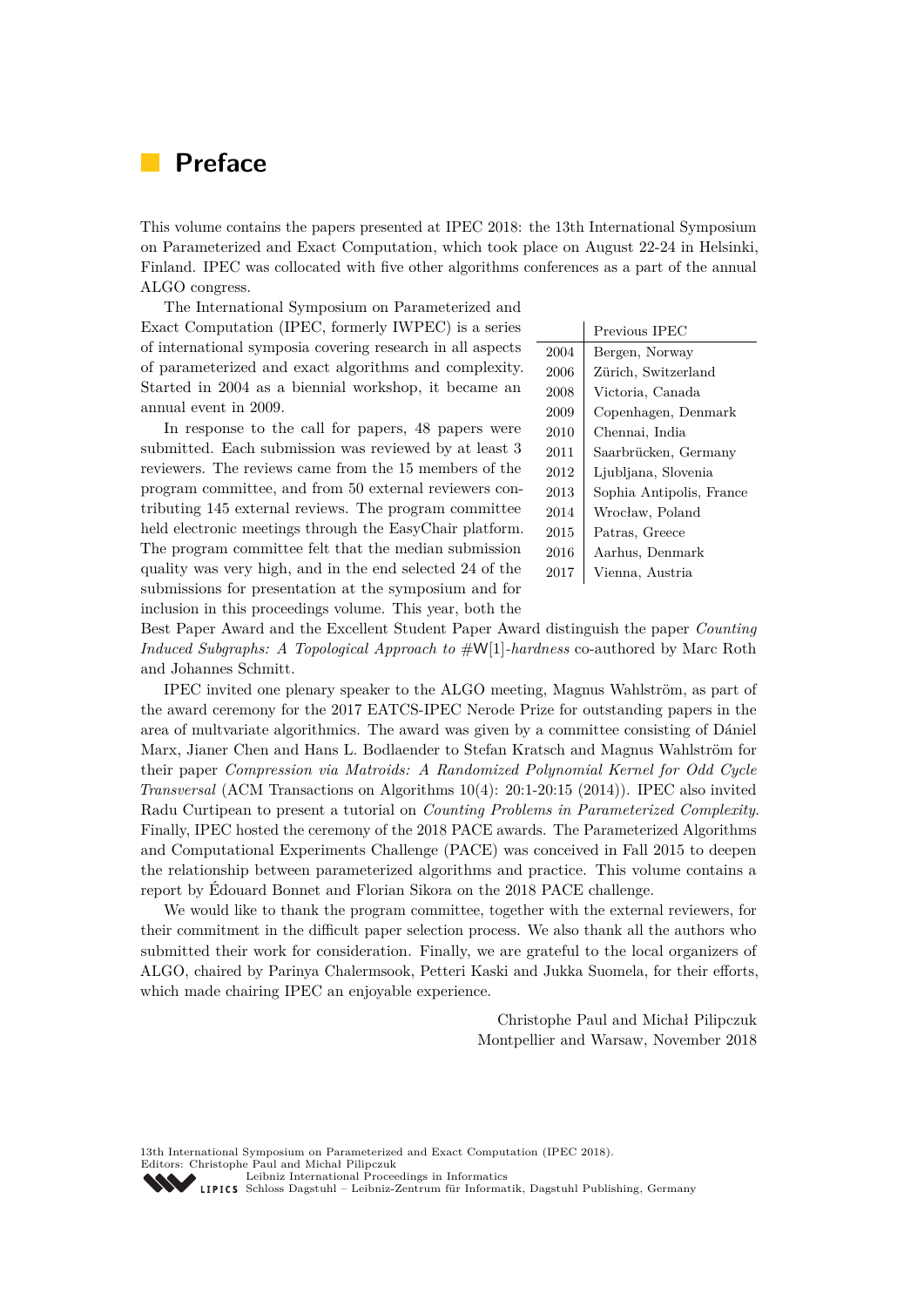# Preface

This volume contains the papers presented at IPEC 2018: the 13th International Symposium on Parameterized and Exact Computation, which took place on August 22-24 in Helsinki, Finland. IPEC was collocated with five other algorithms conferences as a part of the annual ALGO congress.

The International Symposium on Parameterized and Exact Computation (IPEC, formerly IWPEC) is a series of international symposia covering research in all aspects of parameterized and exact algorithms and complexity. Started in 2004 as a biennial workshop, it became an annual event in 2009.

| | Previous IPEC |
|---|---|
| 2004 | Bergen, Norway |
| 2006 | Zürich, Switzerland |
| 2008 | Victoria, Canada |
| 2009 | Copenhagen, Denmark |
| 2010 | Chennai, India |
| 2011 | Saarbrücken, Germany |
| 2012 | Ljubljana, Slovenia |
| 2013 | Sophia Antipolis, France |
| 2014 | Wrocław, Poland |
| 2015 | Patras, Greece |
| 2016 | Aarhus, Denmark |
| 2017 | Vienna, Austria |

In response to the call for papers, 48 papers were submitted. Each submission was reviewed by at least 3 reviewers. The reviews came from the 15 members of the program committee, and from 50 external reviewers contributing 145 external reviews. The program committee held electronic meetings through the EasyChair platform. The program committee felt that the median submission quality was very high, and in the end selected 24 of the submissions for presentation at the symposium and for inclusion in this proceedings volume. This year, both the Best Paper Award and the Excellent Student Paper Award distinguish the paper *Counting Induced Subgraphs: A Topological Approach to* #W[1]*-hardness* co-authored by Marc Roth and Johannes Schmitt.

IPEC invited one plenary speaker to the ALGO meeting, Magnus Wahlström, as part of the award ceremony for the 2017 EATCS-IPEC Nerode Prize for outstanding papers in the area of multvariate algorithmics. The award was given by a committee consisting of Dániel Marx, Jianer Chen and Hans L. Bodlaender to Stefan Kratsch and Magnus Wahlström for their paper *Compression via Matroids: A Randomized Polynomial Kernel for Odd Cycle Transversal* (ACM Transactions on Algorithms 10(4): 20:1-20:15 (2014)). IPEC also invited Radu Curtipean to present a tutorial on *Counting Problems in Parameterized Complexity*. Finally, IPEC hosted the ceremony of the 2018 PACE awards. The Parameterized Algorithms and Computational Experiments Challenge (PACE) was conceived in Fall 2015 to deepen the relationship between parameterized algorithms and practice. This volume contains a report by Édouard Bonnet and Florian Sikora on the 2018 PACE challenge.

We would like to thank the program committee, together with the external reviewers, for their commitment in the difficult paper selection process. We also thank all the authors who submitted their work for consideration. Finally, we are grateful to the local organizers of ALGO, chaired by Parinya Chalermsook, Petteri Kaski and Jukka Suomela, for their efforts, which made chairing IPEC an enjoyable experience.

Christophe Paul and Michał Pilipczuk
Montpellier and Warsaw, November 2018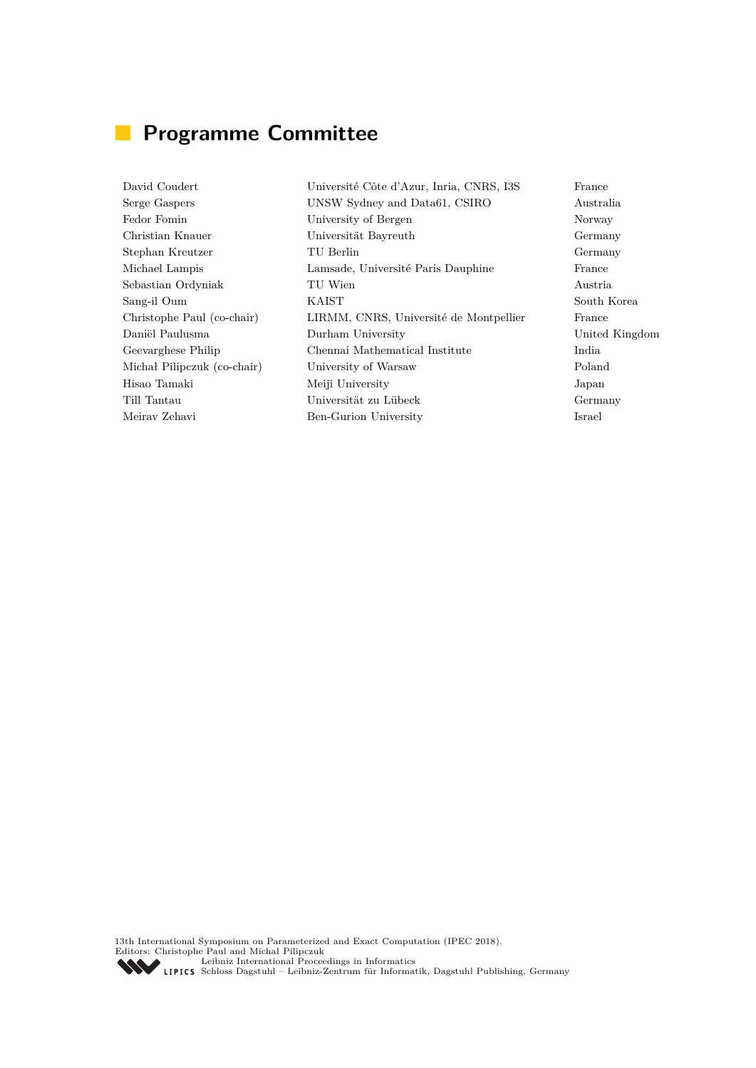## Programme Committee

| | | |
|---|---|---|
| David Coudert | Université Côte d'Azur, Inria, CNRS, I3S | France |
| Serge Gaspers | UNSW Sydney and Data61, CSIRO | Australia |
| Fedor Fomin | University of Bergen | Norway |
| Christian Knauer | Universität Bayreuth | Germany |
| Stephan Kreutzer | TU Berlin | Germany |
| Michael Lampis | Lamsade, Université Paris Dauphine | France |
| Sebastian Ordyniak | TU Wien | Austria |
| Sang-il Oum | KAIST | South Korea |
| Christophe Paul (co-chair) | LIRMM, CNRS, Université de Montpellier | France |
| Daniël Paulusma | Durham University | United Kingdom |
| Geevarghese Philip | Chennai Mathematical Institute | India |
| Michał Pilipczuk (co-chair) | University of Warsaw | Poland |
| Hisao Tamaki | Meiji University | Japan |
| Till Tantau | Universität zu Lübeck | Germany |
| Meirav Zehavi | Ben-Gurion University | Israel |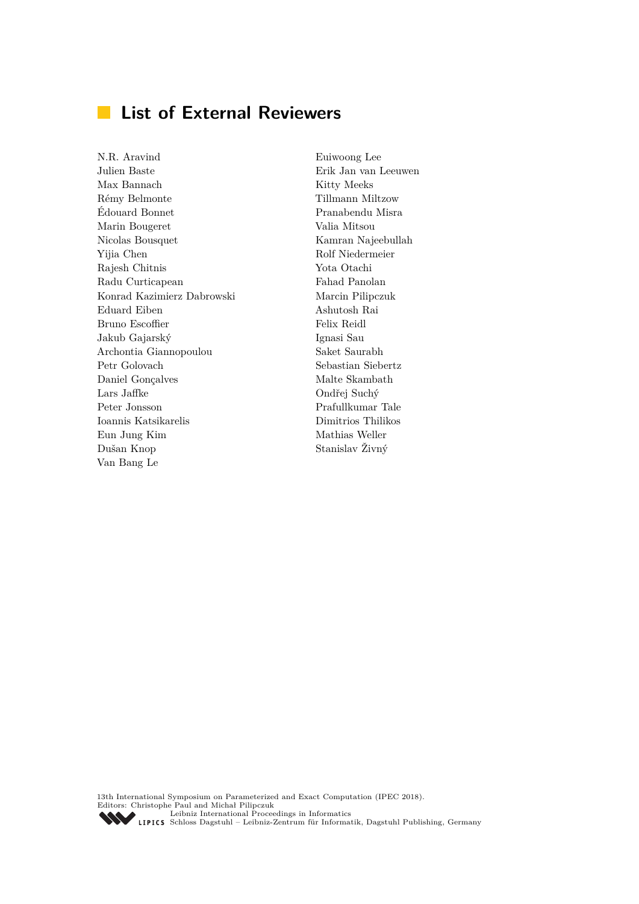# List of External Reviewers

N.R. Aravind
Julien Baste
Max Bannach
Rémy Belmonte
Édouard Bonnet
Marin Bougeret
Nicolas Bousquet
Yijia Chen
Rajesh Chitnis
Radu Curticapean
Konrad Kazimierz Dabrowski
Eduard Eiben
Bruno Escoffier
Jakub Gajarský
Archontia Giannopoulou
Petr Golovach
Daniel Gonçalves
Lars Jaffke
Peter Jonsson
Ioannis Katsikarelis
Eun Jung Kim
Dušan Knop
Van Bang Le
Euiwoong Lee
Erik Jan van Leeuwen
Kitty Meeks
Tillmann Miltzow
Pranabendu Misra
Valia Mitsou
Kamran Najeebullah
Rolf Niedermeier
Yota Otachi
Fahad Panolan
Marcin Pilipczuk
Ashutosh Rai
Felix Reidl
Ignasi Sau
Saket Saurabh
Sebastian Siebertz
Malte Skambath
Ondřej Suchý
Prafullkumar Tale
Dimitrios Thilikos
Mathias Weller
Stanislav Živný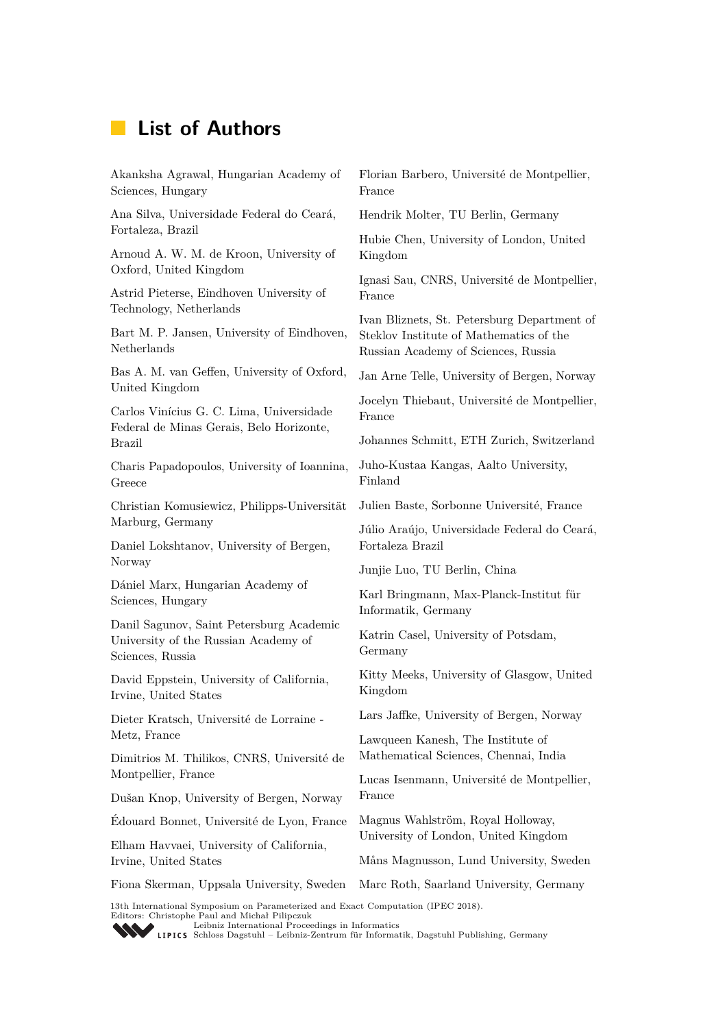# List of Authors

Akanksha Agrawal, Hungarian Academy of Sciences, Hungary

Ana Silva, Universidade Federal do Ceará, Fortaleza, Brazil

Arnoud A. W. M. de Kroon, University of Oxford, United Kingdom

Astrid Pieterse, Eindhoven University of Technology, Netherlands

Bart M. P. Jansen, University of Eindhoven, Netherlands

Bas A. M. van Geffen, University of Oxford, United Kingdom

Carlos Vinícius G. C. Lima, Universidade Federal de Minas Gerais, Belo Horizonte, Brazil

Charis Papadopoulos, University of Ioannina, Greece

Christian Komusiewicz, Philipps-Universität Marburg, Germany

Daniel Lokshtanov, University of Bergen, Norway

Dániel Marx, Hungarian Academy of Sciences, Hungary

Danil Sagunov, Saint Petersburg Academic University of the Russian Academy of Sciences, Russia

David Eppstein, University of California, Irvine, United States

Dieter Kratsch, Université de Lorraine - Metz, France

Dimitrios M. Thilikos, CNRS, Université de Montpellier, France

Dušan Knop, University of Bergen, Norway

Édouard Bonnet, Université de Lyon, France

Elham Havvaei, University of California, Irvine, United States

Fiona Skerman, Uppsala University, Sweden

Florian Barbero, Université de Montpellier, France

Hendrik Molter, TU Berlin, Germany

Hubie Chen, University of London, United Kingdom

Ignasi Sau, CNRS, Université de Montpellier, France

Ivan Bliznets, St. Petersburg Department of Steklov Institute of Mathematics of the Russian Academy of Sciences, Russia

Jan Arne Telle, University of Bergen, Norway

Jocelyn Thiebaut, Université de Montpellier, France

Johannes Schmitt, ETH Zurich, Switzerland

Juho-Kustaa Kangas, Aalto University, Finland

Julien Baste, Sorbonne Université, France

Júlio Araújo, Universidade Federal do Ceará, Fortaleza Brazil

Junjie Luo, TU Berlin, China

Karl Bringmann, Max-Planck-Institut für Informatik, Germany

Katrin Casel, University of Potsdam, Germany

Kitty Meeks, University of Glasgow, United Kingdom

Lars Jaffke, University of Bergen, Norway

Lawqueen Kanesh, The Institute of Mathematical Sciences, Chennai, India

Lucas Isenmann, Université de Montpellier, France

Magnus Wahlström, Royal Holloway, University of London, United Kingdom

Måns Magnusson, Lund University, Sweden

Marc Roth, Saarland University, Germany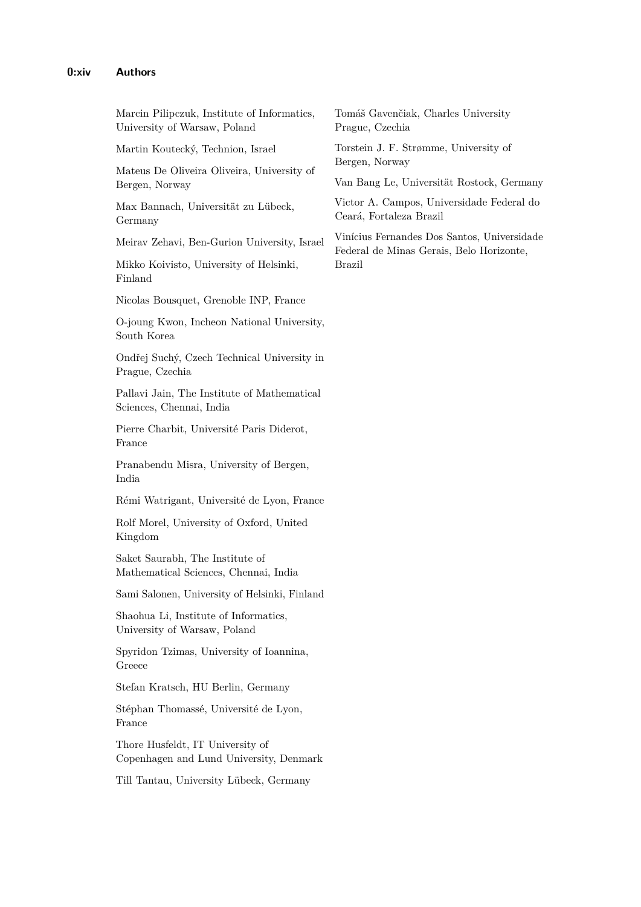Marcin Pilipczuk, Institute of Informatics, University of Warsaw, Poland

Martin Koutecký, Technion, Israel

Mateus De Oliveira Oliveira, University of Bergen, Norway

Max Bannach, Universität zu Lübeck, Germany

Meirav Zehavi, Ben-Gurion University, Israel

Mikko Koivisto, University of Helsinki, Finland

Nicolas Bousquet, Grenoble INP, France

O-joung Kwon, Incheon National University, South Korea

Ondřej Suchý, Czech Technical University in Prague, Czechia

Pallavi Jain, The Institute of Mathematical Sciences, Chennai, India

Pierre Charbit, Université Paris Diderot, France

Pranabendu Misra, University of Bergen, India

Rémi Watrigant, Université de Lyon, France

Rolf Morel, University of Oxford, United Kingdom

Saket Saurabh, The Institute of Mathematical Sciences, Chennai, India

Sami Salonen, University of Helsinki, Finland

Shaohua Li, Institute of Informatics, University of Warsaw, Poland

Spyridon Tzimas, University of Ioannina, Greece

Stefan Kratsch, HU Berlin, Germany

Stéphan Thomassé, Université de Lyon, France

Thore Husfeldt, IT University of Copenhagen and Lund University, Denmark

Till Tantau, University Lübeck, Germany

Tomáš Gavenčiak, Charles University Prague, Czechia

Torstein J. F. Strømme, University of Bergen, Norway

Van Bang Le, Universität Rostock, Germany

Victor A. Campos, Universidade Federal do Ceará, Fortaleza Brazil

Vinícius Fernandes Dos Santos, Universidade Federal de Minas Gerais, Belo Horizonte, Brazil